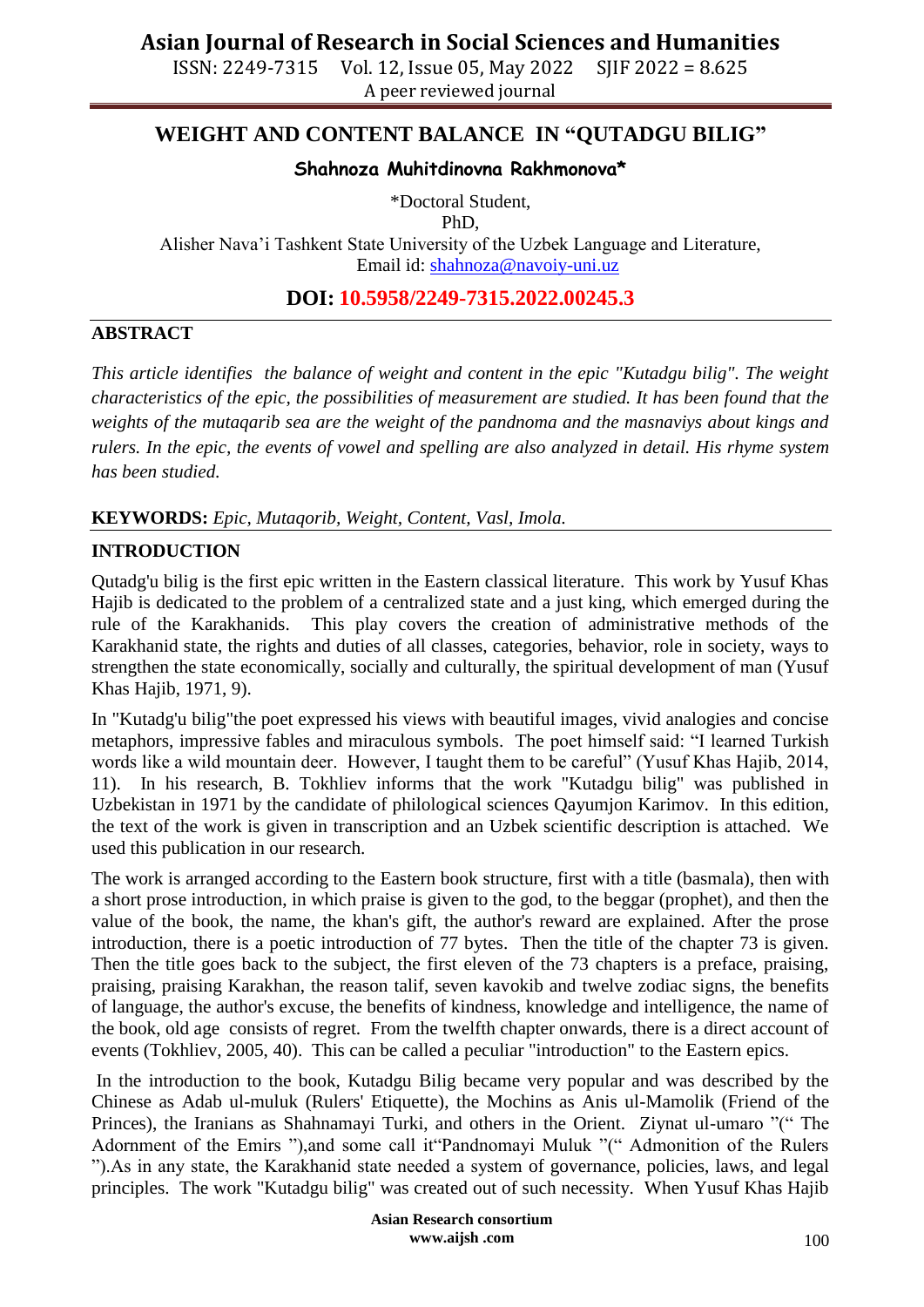# WEIGHT AND CONTENT BALANCE IN "QUTADGU BILIG"

**Shahnoza Muhitdinovna Rakhmonova***

*Doctoral Student,
PhD,
Alisher Nava'i Tashkent State University of the Uzbek Language and Literature,
Email id: shahnoza@navoiy-uni.uz

**DOI: 10.5958/2249-7315.2022.00245.3**

## ABSTRACT

*This article identifies the balance of weight and content in the epic "Kutadgu bilig". The weight characteristics of the epic, the possibilities of measurement are studied. It has been found that the weights of the mutaqarib sea are the weight of the pandnoma and the masnaviys about kings and rulers. In the epic, the events of vowel and spelling are also analyzed in detail. His rhyme system has been studied.*

**KEYWORDS:** *Epic, Mutaqorib, Weight, Content, Vasl, Imola.*

## INTRODUCTION

Qutadg'u bilig is the first epic written in the Eastern classical literature. This work by Yusuf Khas Hajib is dedicated to the problem of a centralized state and a just king, which emerged during the rule of the Karakhanids. This play covers the creation of administrative methods of the Karakhanid state, the rights and duties of all classes, categories, behavior, role in society, ways to strengthen the state economically, socially and culturally, the spiritual development of man (Yusuf Khas Hajib, 1971, 9).

In "Kutadg'u bilig"the poet expressed his views with beautiful images, vivid analogies and concise metaphors, impressive fables and miraculous symbols. The poet himself said: "I learned Turkish words like a wild mountain deer. However, I taught them to be careful" (Yusuf Khas Hajib, 2014, 11). In his research, B. Tokhliev informs that the work "Kutadgu bilig" was published in Uzbekistan in 1971 by the candidate of philological sciences Qayumjon Karimov. In this edition, the text of the work is given in transcription and an Uzbek scientific description is attached. We used this publication in our research.

The work is arranged according to the Eastern book structure, first with a title (basmala), then with a short prose introduction, in which praise is given to the god, to the beggar (prophet), and then the value of the book, the name, the khan's gift, the author's reward are explained. After the prose introduction, there is a poetic introduction of 77 bytes. Then the title of the chapter 73 is given. Then the title goes back to the subject, the first eleven of the 73 chapters is a preface, praising, praising, praising Karakhan, the reason talif, seven kavokib and twelve zodiac signs, the benefits of language, the author's excuse, the benefits of kindness, knowledge and intelligence, the name of the book, old age consists of regret. From the twelfth chapter onwards, there is a direct account of events (Tokhliev, 2005, 40). This can be called a peculiar "introduction" to the Eastern epics.

In the introduction to the book, Kutadgu Bilig became very popular and was described by the Chinese as Adab ul-muluk (Rulers' Etiquette), the Mochins as Anis ul-Mamolik (Friend of the Princes), the Iranians as Shahnamayi Turki, and others in the Orient. Ziynat ul-umaro "(" The Adornment of the Emirs "),and some call it"Pandnomayi Muluk "(" Admonition of the Rulers ").As in any state, the Karakhanid state needed a system of governance, policies, laws, and legal principles. The work "Kutadgu bilig" was created out of such necessity. When Yusuf Khas Hajib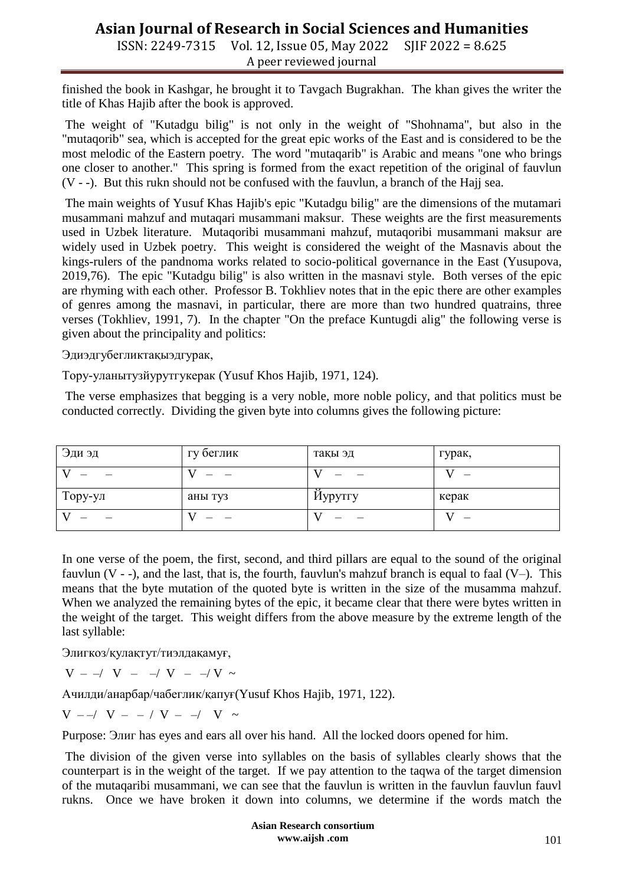finished the book in Kashgar, he brought it to Tavgach Bugrakhan. The khan gives the writer the title of Khas Hajib after the book is approved.

The weight of "Kutadgu bilig" is not only in the weight of "Shohnama", but also in the "mutaqorib" sea, which is accepted for the great epic works of the East and is considered to be the most melodic of the Eastern poetry. The word "mutaqarib" is Arabic and means "one who brings one closer to another." This spring is formed from the exact repetition of the original of fauvlun (V - -). But this rukn should not be confused with the fauvlun, a branch of the Hajj sea.

The main weights of Yusuf Khas Hajib's epic "Kutadgu bilig" are the dimensions of the mutamari musammani mahzuf and mutaqari musammani maksur. These weights are the first measurements used in Uzbek literature. Mutaqoribi musammani mahzuf, mutaqoribi musammani maksur are widely used in Uzbek poetry. This weight is considered the weight of the Masnavis about the kings-rulers of the pandnoma works related to socio-political governance in the East (Yusupova, 2019,76). The epic "Kutadgu bilig" is also written in the masnavi style. Both verses of the epic are rhyming with each other. Professor B. Tokhliev notes that in the epic there are other examples of genres among the masnavi, in particular, there are more than two hundred quatrains, three verses (Tokhliev, 1991, 7). In the chapter "On the preface Kuntugdi alig" the following verse is given about the principality and politics:

Эдиэдгубегликтақыэдгурак,

Тору-уланытузйурутгукерак (Yusuf Khos Hajib, 1971, 124).

The verse emphasizes that begging is a very noble, more noble policy, and that politics must be conducted correctly. Dividing the given byte into columns gives the following picture:

| Эди эд | гу беглик | тақы эд | гурак, |
|---|---|---|---|
| V – – | V – – | V – – | V – |
| Тору-ул | аны туз | Йурутгу | керак |
| V – – | V – – | V – – | V – |

In one verse of the poem, the first, second, and third pillars are equal to the sound of the original fauvlun (V - -), and the last, that is, the fourth, fauvlun's mahzuf branch is equal to faal (V–). This means that the byte mutation of the quoted byte is written in the size of the musamma mahzuf. When we analyzed the remaining bytes of the epic, it became clear that there were bytes written in the weight of the target. This weight differs from the above measure by the extreme length of the last syllable:

Элигкоз/кулақтут/тиэлдақамуғ,

V – –/ V – –/ V – –/ V ~

Ачилди/анарбар/чабеглик/қапуғ(Yusuf Khos Hajib, 1971, 122).

V – –/ V – – / V – –/ V ~

Purpose: Элиг has eyes and ears all over his hand. All the locked doors opened for him.

The division of the given verse into syllables on the basis of syllables clearly shows that the counterpart is in the weight of the target. If we pay attention to the taqwa of the target dimension of the mutaqaribi musammani, we can see that the fauvlun is written in the fauvlun fauvlun fauvl rukns. Once we have broken it down into columns, we determine if the words match the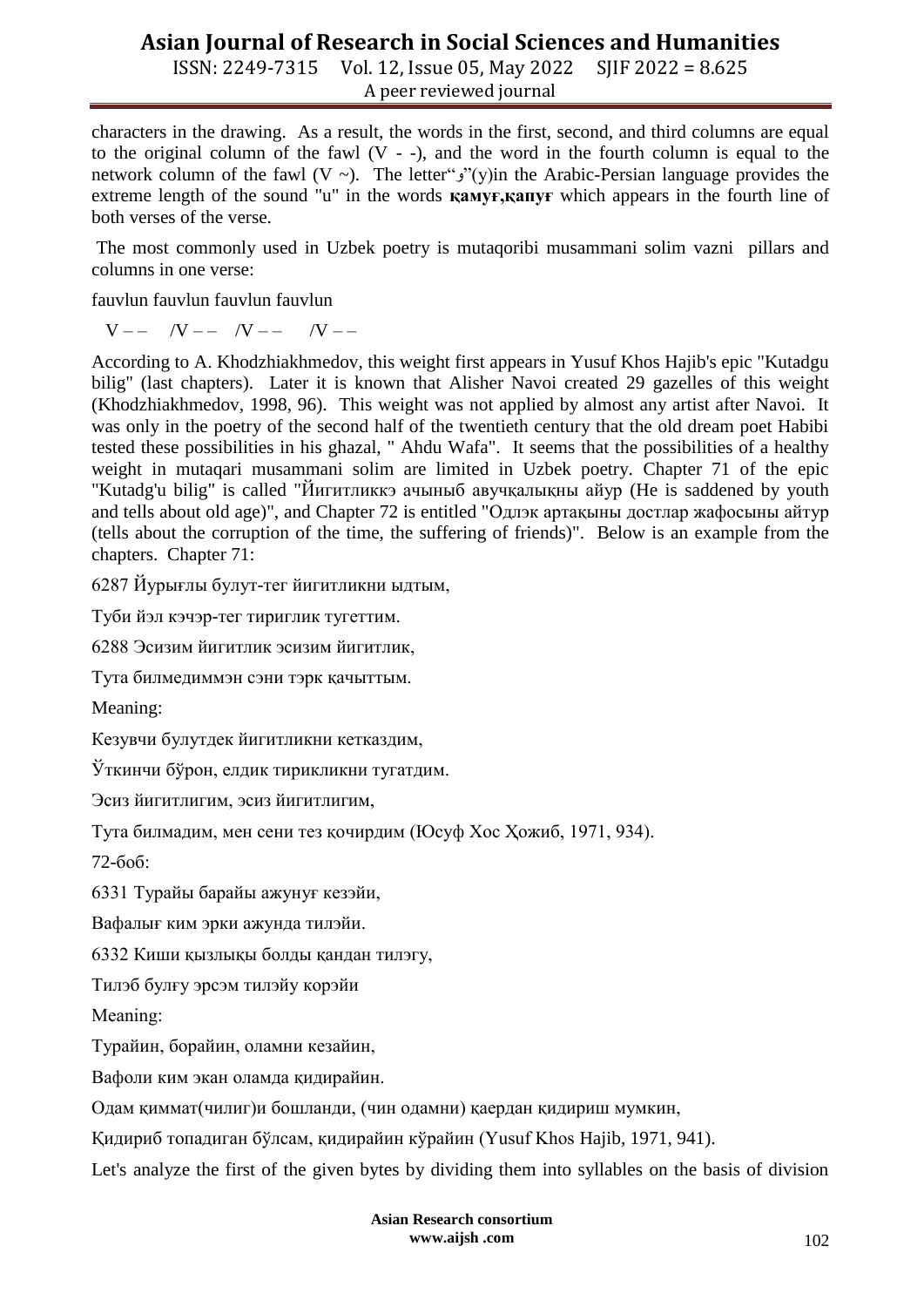characters in the drawing. As a result, the words in the first, second, and third columns are equal to the original column of the fawl (V - -), and the word in the fourth column is equal to the network column of the fawl (V ~). The letter“و”(y)in the Arabic-Persian language provides the extreme length of the sound "u" in the words **қамуғ,қапуғ** which appears in the fourth line of both verses of the verse.

The most commonly used in Uzbek poetry is mutaqoribi musammani solim vazni pillars and columns in one verse:

fauvlun fauvlun fauvlun fauvlun

V – – /V – – /V – – /V – –

According to A. Khodzhiakhmedov, this weight first appears in Yusuf Khos Hajib's epic "Kutadgu bilig" (last chapters). Later it is known that Alisher Navoi created 29 gazelles of this weight (Khodzhiakhmedov, 1998, 96). This weight was not applied by almost any artist after Navoi. It was only in the poetry of the second half of the twentieth century that the old dream poet Habibi tested these possibilities in his ghazal, " Ahdu Wafa". It seems that the possibilities of a healthy weight in mutaqari musammani solim are limited in Uzbek poetry. Chapter 71 of the epic "Kutadg'u bilig" is called "Йигитликкэ ачыныб авучқалықны айур (He is saddened by youth and tells about old age)", and Chapter 72 is entitled "Одлэк артақыны достлар жафосыны айтур (tells about the corruption of the time, the suffering of friends)". Below is an example from the chapters. Chapter 71:

6287 Йурығлы булут-тег йигитликни ыдтым,

Туби йэл кэчэр-тег тириглик тугеттим.

6288 Эсизим йигитлик эсизим йигитлик,

Тута билмедиммэн сэни тэрк қачыттым.

Meaning:

Кезувчи булутдек йигитликни кетказдим,

Ўткинчи бўрон, елдик тирикликни тугатдим.

Эсиз йигитлигим, эсиз йигитлигим,

Тута билмадим, мен сени тез қочирдим (Юсуф Хос Ҳожиб, 1971, 934).

72-боб:

6331 Турайы барайы ажунуғ кезэйи,

Вафалығ ким эрки ажунда тилэйи.

6332 Киши қызлықы болды қандан тилэгу,

Тилэб булғу эрсэм тилэйу корэйи

Meaning:

Турайин, борайин, оламни кезайин,

Вафоли ким экан оламда қидирайин.

Одам қиммат(чилиг)и бошланди, (чин одамни) қаердан қидириш мумкин,

Қидириб топадиган бўлсам, қидирайин кўрайин (Yusuf Khos Hajib, 1971, 941).

Let's analyze the first of the given bytes by dividing them into syllables on the basis of division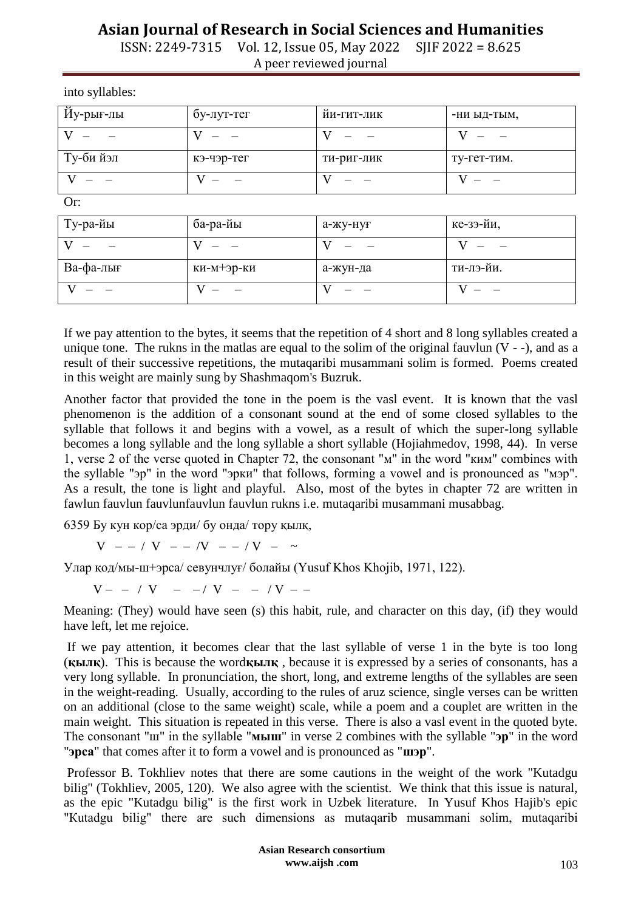into syllables:

| Йу-рығ-лы | бу-лут-тег | йи-гит-лик | -ни ыд-тым, |
|---|---|---|---|
| V – – | V – – | V – – | V – – |
| Ту-би йэл | кэ-чэр-тег | ти-риг-лик | ту-гет-тим. |
| V – – | V – – | V – – | V – – |

Or:

| Ту-ра-йы | ба-ра-йы | а-жу-нуғ | ке-зэ-йи, |
|---|---|---|---|
| V – – | V – – | V – – | V – – |
| Ва-фа-лығ | ки-м+эр-ки | а-жун-да | ти-лэ-йи. |
| V – – | V – – | V – – | V – – |

If we pay attention to the bytes, it seems that the repetition of 4 short and 8 long syllables created a unique tone. The rukns in the matlas are equal to the solim of the original fauvlun (V - -), and as a result of their successive repetitions, the mutaqaribi musammani solim is formed. Poems created in this weight are mainly sung by Shashmaqom's Buzruk.

Another factor that provided the tone in the poem is the vasl event. It is known that the vasl phenomenon is the addition of a consonant sound at the end of some closed syllables to the syllable that follows it and begins with a vowel, as a result of which the super-long syllable becomes a long syllable and the long syllable a short syllable (Hojiahmedov, 1998, 44). In verse 1, verse 2 of the verse quoted in Chapter 72, the consonant "м" in the word "ким" combines with the syllable "эр" in the word "эрки" that follows, forming a vowel and is pronounced as "мэр". As a result, the tone is light and playful. Also, most of the bytes in chapter 72 are written in fawlun fauvlun fauvlunfauvlun fauvlun rukns i.e. mutaqaribi musammani musabbag.

6359 Бу кун кор/са эрди/ бу онда/ тору қылқ,

V – – / V – – /V – – / V – ~

Улар қод/мы-ш+эрса/ севунчлуғ/ болайы (Yusuf Khos Khojib, 1971, 122).

V – – / V – – / V – – / V – –

Meaning: (They) would have seen (s) this habit, rule, and character on this day, (if) they would have left, let me rejoice.

If we pay attention, it becomes clear that the last syllable of verse 1 in the byte is too long (**қылқ**). This is because the word**қылқ** , because it is expressed by a series of consonants, has a very long syllable. In pronunciation, the short, long, and extreme lengths of the syllables are seen in the weight-reading. Usually, according to the rules of aruz science, single verses can be written on an additional (close to the same weight) scale, while a poem and a couplet are written in the main weight. This situation is repeated in this verse. There is also a vasl event in the quoted byte. The consonant "ш" in the syllable "**мыш**" in verse 2 combines with the syllable "**эр**" in the word "**эрса**" that comes after it to form a vowel and is pronounced as "**шэр**".

Professor B. Tokhliev notes that there are some cautions in the weight of the work "Kutadgu bilig" (Tokhliev, 2005, 120). We also agree with the scientist. We think that this issue is natural, as the epic "Kutadgu bilig" is the first work in Uzbek literature. In Yusuf Khos Hajib's epic "Kutadgu bilig" there are such dimensions as mutaqarib musammani solim, mutaqaribi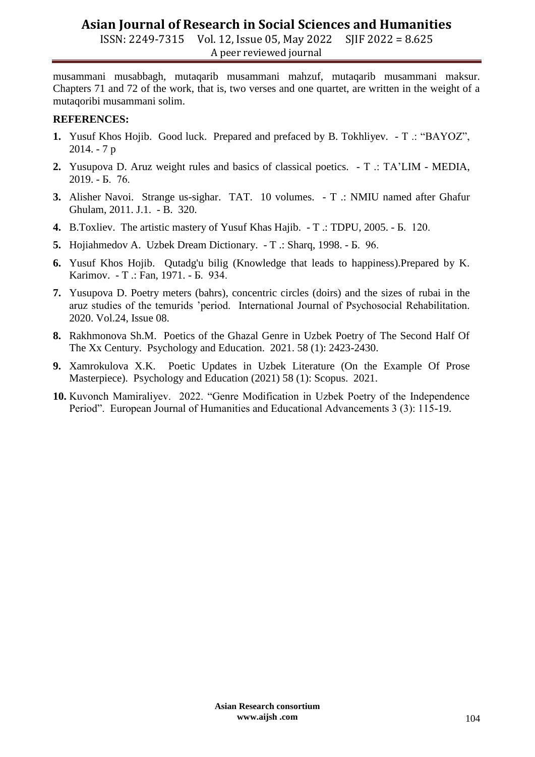musammani musabbagh, mutaqarib musammani mahzuf, mutaqarib musammani maksur. Chapters 71 and 72 of the work, that is, two verses and one quartet, are written in the weight of a mutaqoribi musammani solim.

**REFERENCES:**

1. Yusuf Khos Hojib. Good luck. Prepared and prefaced by B. Tokhliyev. - T .: "BAYOZ", 2014. - 7 p
2. Yusupova D. Aruz weight rules and basics of classical poetics. - T .: TA'LIM - MEDIA, 2019. - Б. 76.
3. Alisher Navoi. Strange us-sighar. TAT. 10 volumes. - T .: NMIU named after Ghafur Ghulam, 2011. J.1. - B. 320.
4. B.Toxliev. The artistic mastery of Yusuf Khas Hajib. - T .: TDPU, 2005. - Б. 120.
5. Hojiahmedov A. Uzbek Dream Dictionary. - T .: Sharq, 1998. - Б. 96.
6. Yusuf Khos Hojib. Qutadg'u bilig (Knowledge that leads to happiness).Prepared by K. Karimov. - T .: Fan, 1971. - Б. 934.
7. Yusupova D. Poetry meters (bahrs), concentric circles (doirs) and the sizes of rubai in the aruz studies of the temurids 'period. International Journal of Psychosocial Rehabilitation. 2020. Vol.24, Issue 08.
8. Rakhmonova Sh.M. Poetics of the Ghazal Genre in Uzbek Poetry of The Second Half Of The Xx Century. Psychology and Education. 2021. 58 (1): 2423-2430.
9. Xamrokulova X.K. Poetic Updates in Uzbek Literature (On the Example Of Prose Masterpiece). Psychology and Education (2021) 58 (1): Scopus. 2021.
10. Kuvonch Mamiraliyev. 2022. "Genre Modification in Uzbek Poetry of the Independence Period". European Journal of Humanities and Educational Advancements 3 (3): 115-19.